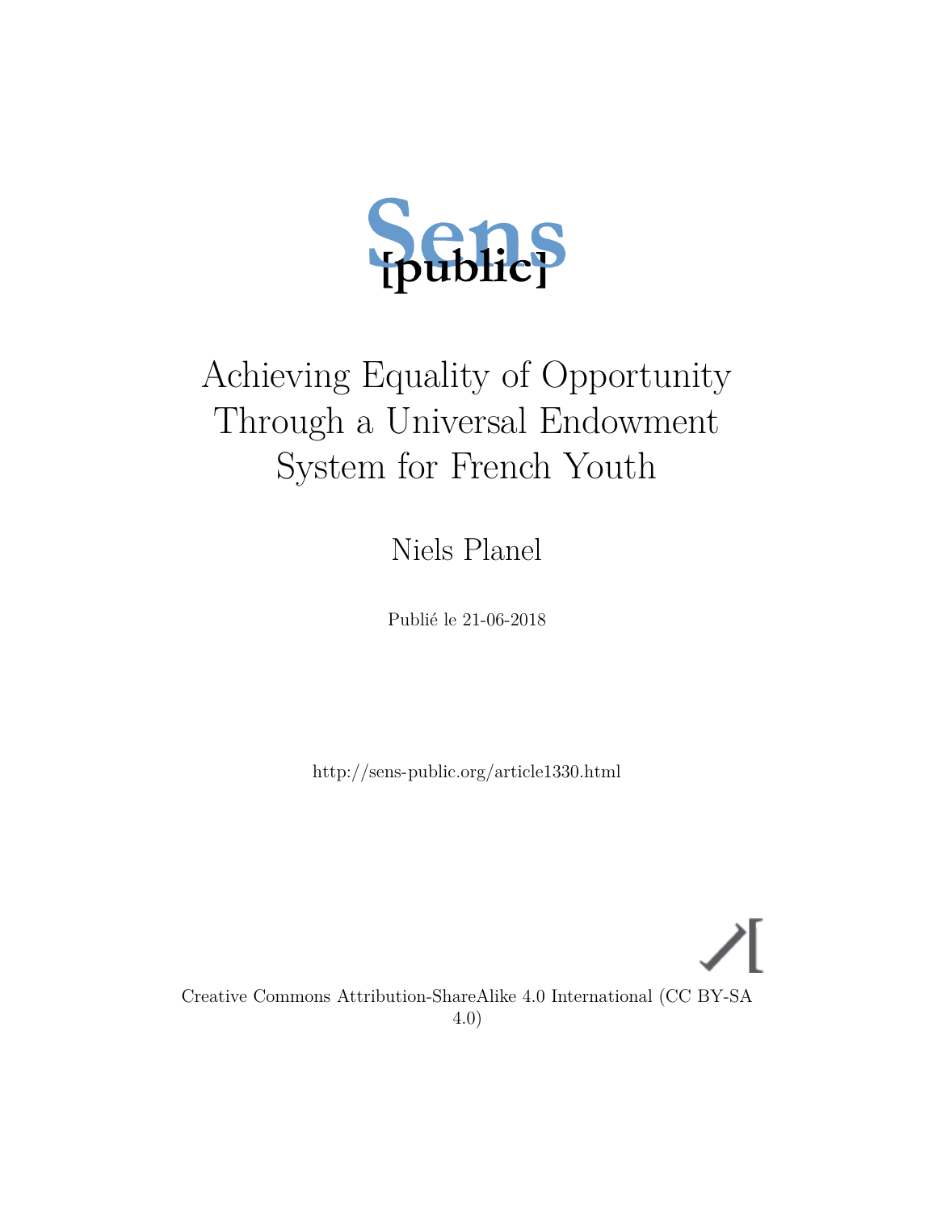Sens [public]

# Achieving Equality of Opportunity Through a Universal Endowment System for French Youth

Niels Planel

Publié le 21-06-2018

http://sens-public.org/article1330.html

Creative Commons Attribution-ShareAlike 4.0 International (CC BY-SA 4.0)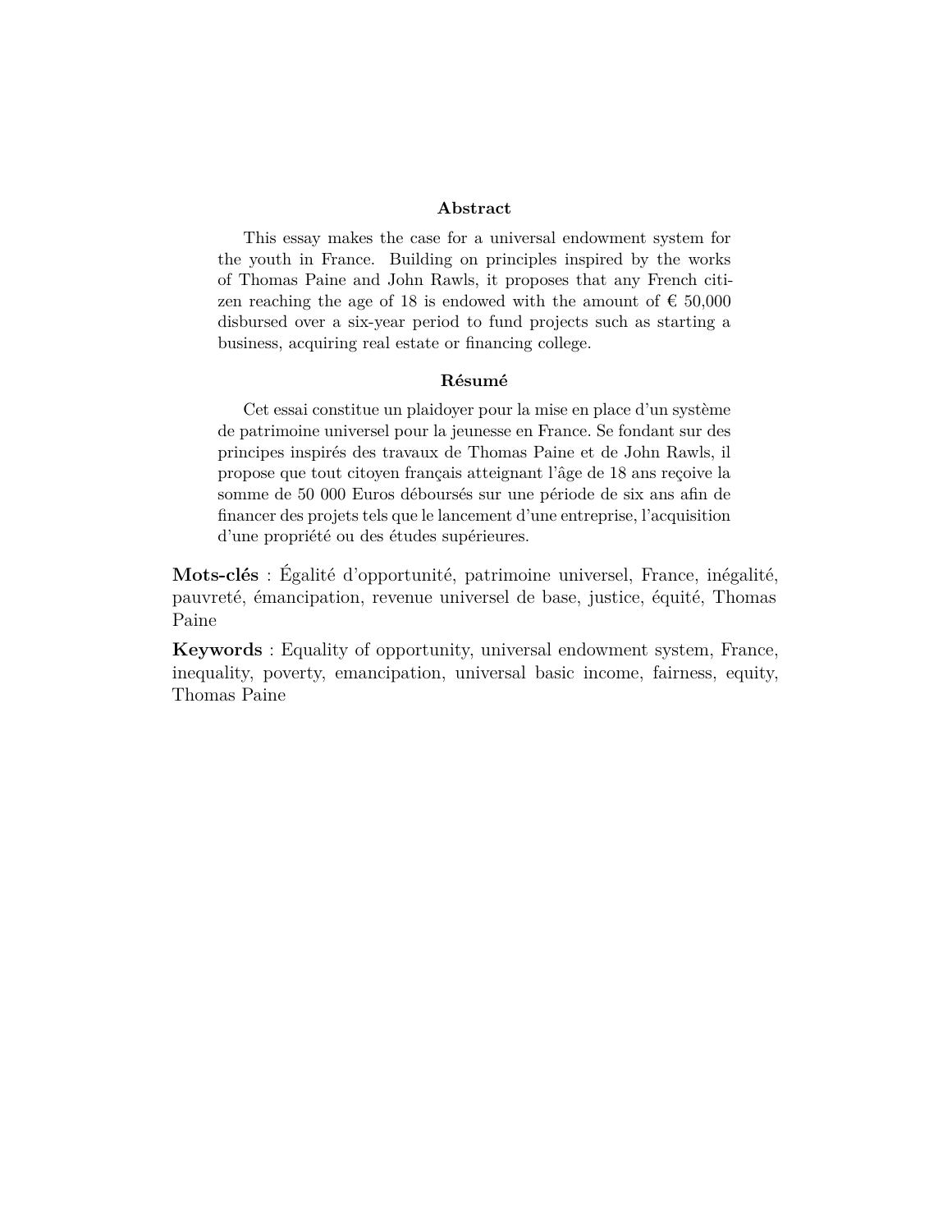**Abstract**

This essay makes the case for a universal endowment system for the youth in France. Building on principles inspired by the works of Thomas Paine and John Rawls, it proposes that any French citizen reaching the age of 18 is endowed with the amount of € 50,000 disbursed over a six-year period to fund projects such as starting a business, acquiring real estate or financing college.

**Résumé**

Cet essai constitue un plaidoyer pour la mise en place d'un système de patrimoine universel pour la jeunesse en France. Se fondant sur des principes inspirés des travaux de Thomas Paine et de John Rawls, il propose que tout citoyen français atteignant l'âge de 18 ans reçoive la somme de 50 000 Euros déboursés sur une période de six ans afin de financer des projets tels que le lancement d'une entreprise, l'acquisition d'une propriété ou des études supérieures.

**Mots-clés** : Égalité d'opportunité, patrimoine universel, France, inégalité, pauvreté, émancipation, revenue universel de base, justice, équité, Thomas Paine

**Keywords** : Equality of opportunity, universal endowment system, France, inequality, poverty, emancipation, universal basic income, fairness, equity, Thomas Paine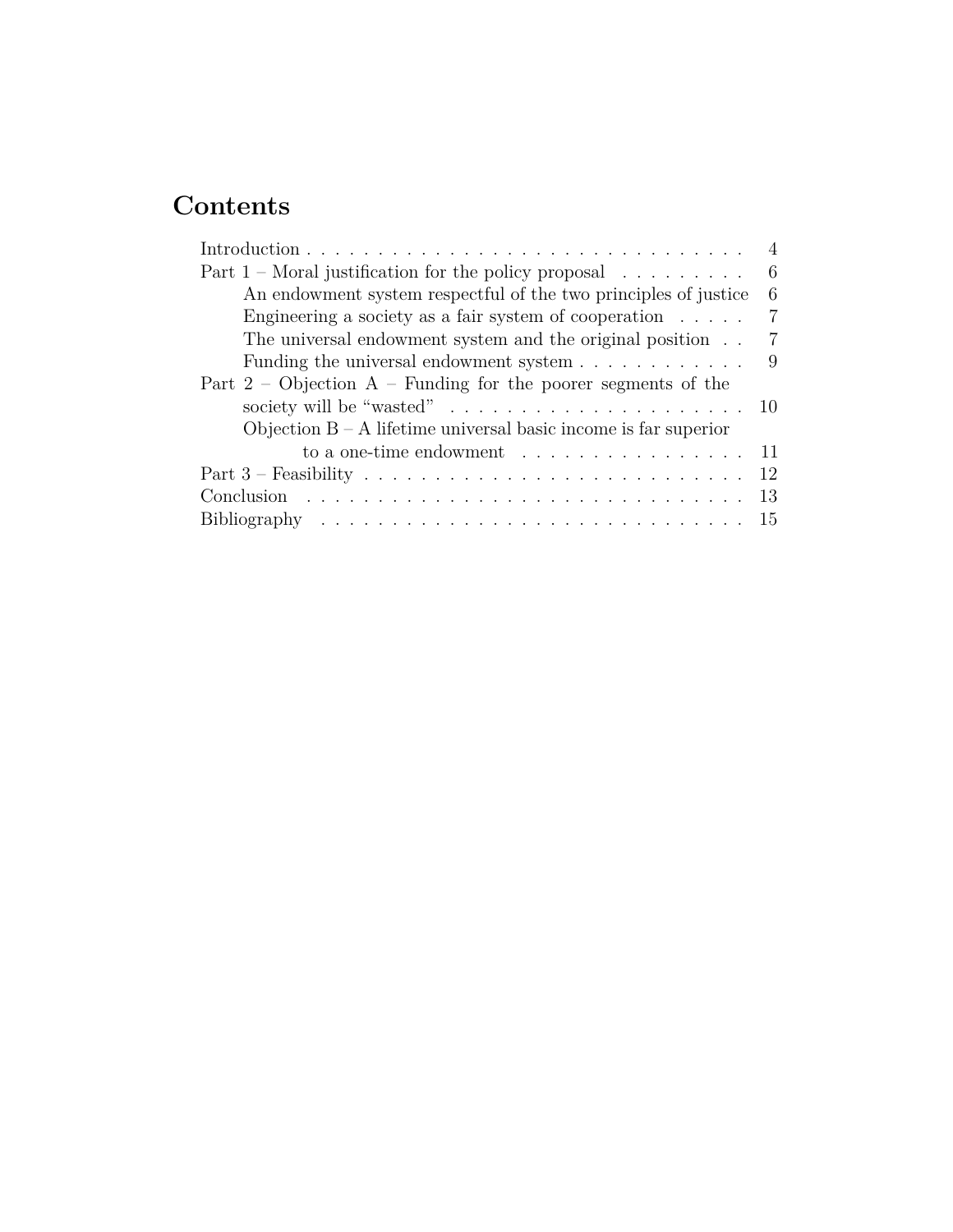# Contents

- Introduction . . . . . . . . . . . . . . . . . . . . . . . . . . . . . . . . . 4
- Part 1 – Moral justification for the policy proposal . . . . . . . . . 6
  - An endowment system respectful of the two principles of justice 6
  - Engineering a society as a fair system of cooperation . . . . . 7
  - The universal endowment system and the original position . . 7
  - Funding the universal endowment system . . . . . . . . . . . . 9
- Part 2 – Objection A – Funding for the poorer segments of the society will be "wasted" . . . . . . . . . . . . . . . . . . . . . 10
  - Objection B – A lifetime universal basic income is far superior to a one-time endowment . . . . . . . . . . . . . . . . 11
- Part 3 – Feasibility . . . . . . . . . . . . . . . . . . . . . . . . . . . 12
- Conclusion . . . . . . . . . . . . . . . . . . . . . . . . . . . . . . . . 13
- Bibliography . . . . . . . . . . . . . . . . . . . . . . . . . . . . . . . 15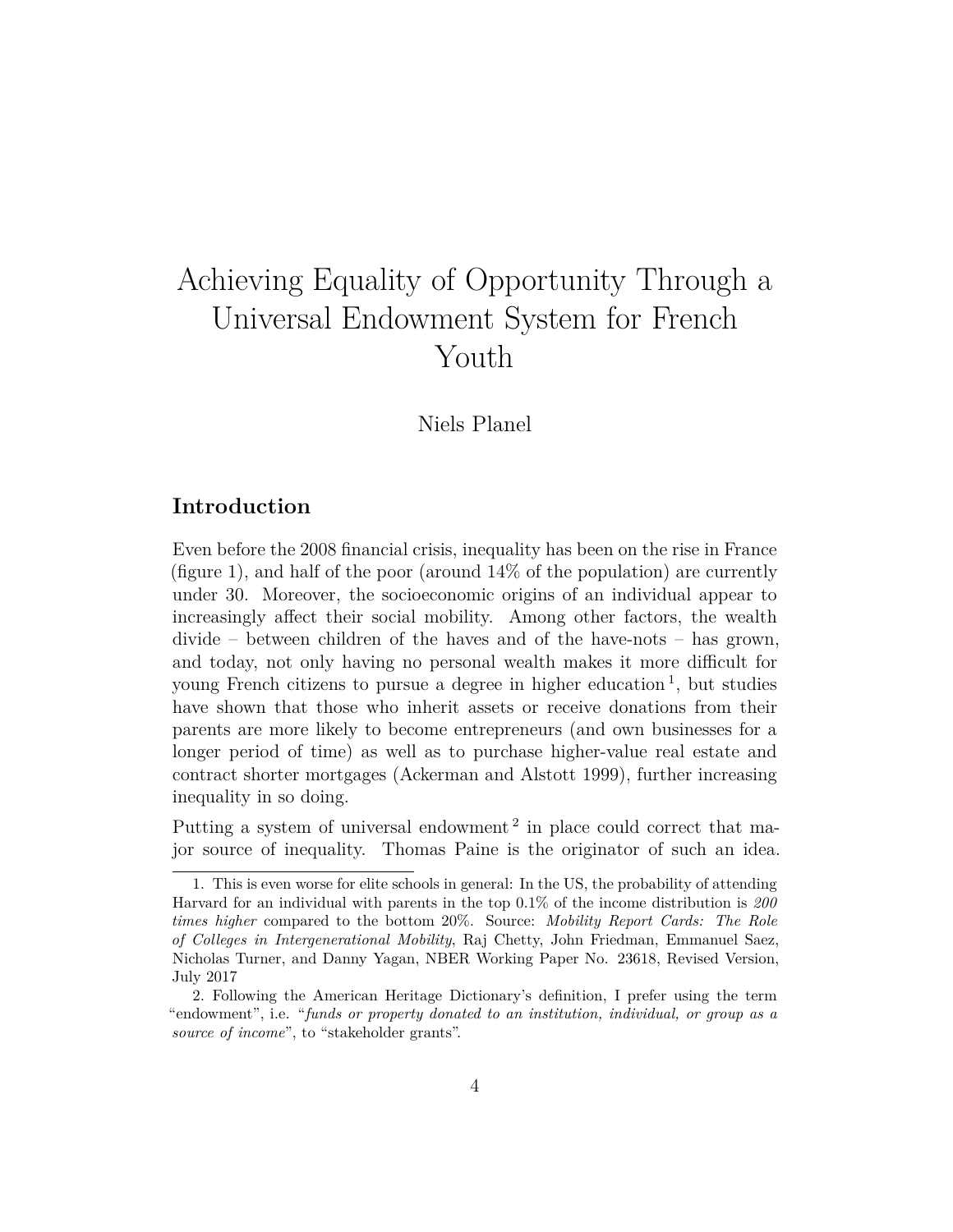# Achieving Equality of Opportunity Through a Universal Endowment System for French Youth

Niels Planel

## Introduction

Even before the 2008 financial crisis, inequality has been on the rise in France (figure 1), and half of the poor (around 14% of the population) are currently under 30. Moreover, the socioeconomic origins of an individual appear to increasingly affect their social mobility. Among other factors, the wealth divide – between children of the haves and of the have-nots – has grown, and today, not only having no personal wealth makes it more difficult for young French citizens to pursue a degree in higher education [1], but studies have shown that those who inherit assets or receive donations from their parents are more likely to become entrepreneurs (and own businesses for a longer period of time) as well as to purchase higher-value real estate and contract shorter mortgages (Ackerman and Alstott 1999), further increasing inequality in so doing.

Putting a system of universal endowment [2] in place could correct that major source of inequality. Thomas Paine is the originator of such an idea.

1. This is even worse for elite schools in general: In the US, the probability of attending Harvard for an individual with parents in the top 0.1% of the income distribution is *200 times higher* compared to the bottom 20%. Source: *Mobility Report Cards: The Role of Colleges in Intergenerational Mobility*, Raj Chetty, John Friedman, Emmanuel Saez, Nicholas Turner, and Danny Yagan, NBER Working Paper No. 23618, Revised Version, July 2017

2. Following the American Heritage Dictionary's definition, I prefer using the term "endowment", i.e. "*funds or property donated to an institution, individual, or group as a source of income*", to "stakeholder grants".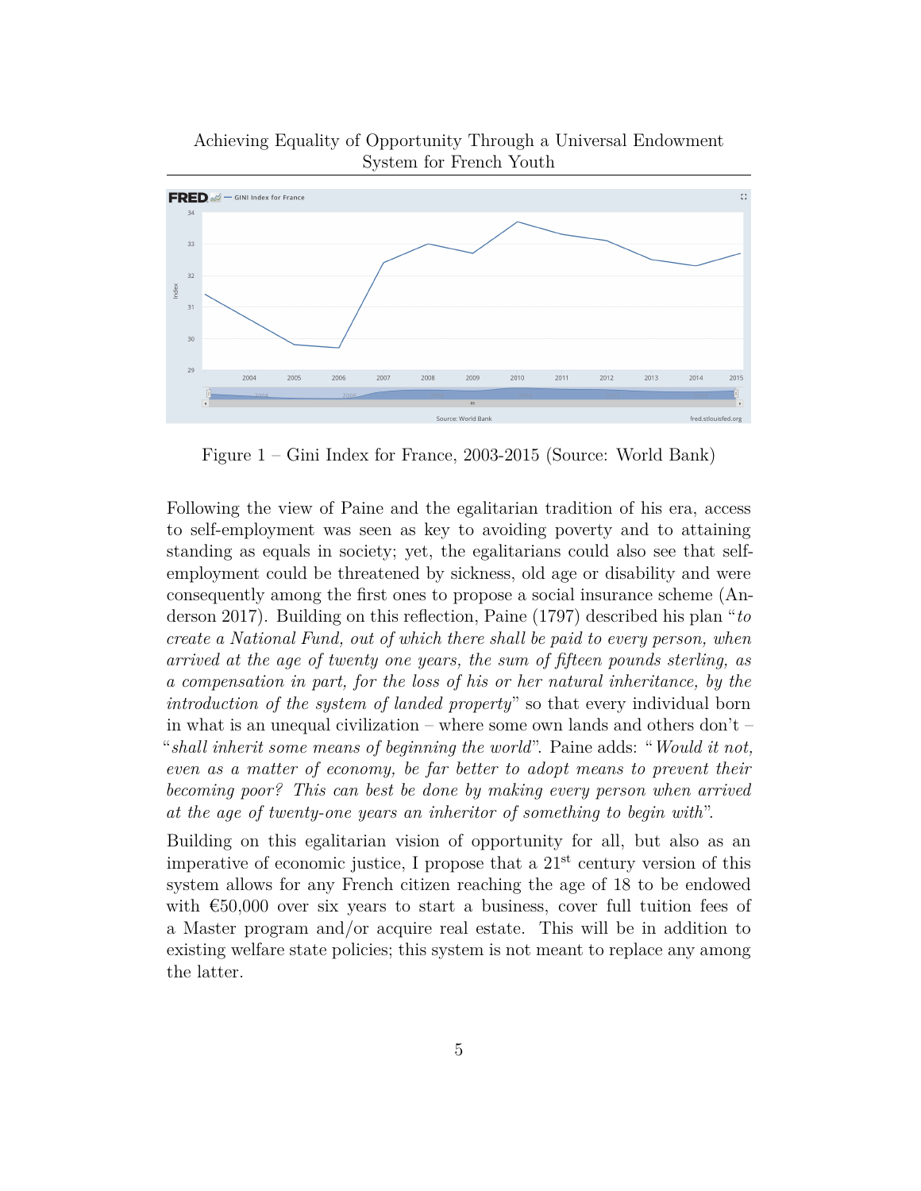Figure 1 – Gini Index for France, 2003-2015 (Source: World Bank)

Following the view of Paine and the egalitarian tradition of his era, access to self-employment was seen as key to avoiding poverty and to attaining standing as equals in society; yet, the egalitarians could also see that self-employment could be threatened by sickness, old age or disability and were consequently among the first ones to propose a social insurance scheme (Anderson 2017). Building on this reflection, Paine (1797) described his plan "*to create a National Fund, out of which there shall be paid to every person, when arrived at the age of twenty one years, the sum of fifteen pounds sterling, as a compensation in part, for the loss of his or her natural inheritance, by the introduction of the system of landed property*" so that every individual born in what is an unequal civilization – where some own lands and others don't – "*shall inherit some means of beginning the world*". Paine adds: "*Would it not, even as a matter of economy, be far better to adopt means to prevent their becoming poor? This can best be done by making every person when arrived at the age of twenty-one years an inheritor of something to begin with*".

Building on this egalitarian vision of opportunity for all, but also as an imperative of economic justice, I propose that a 21st century version of this system allows for any French citizen reaching the age of 18 to be endowed with €50,000 over six years to start a business, cover full tuition fees of a Master program and/or acquire real estate. This will be in addition to existing welfare state policies; this system is not meant to replace any among the latter.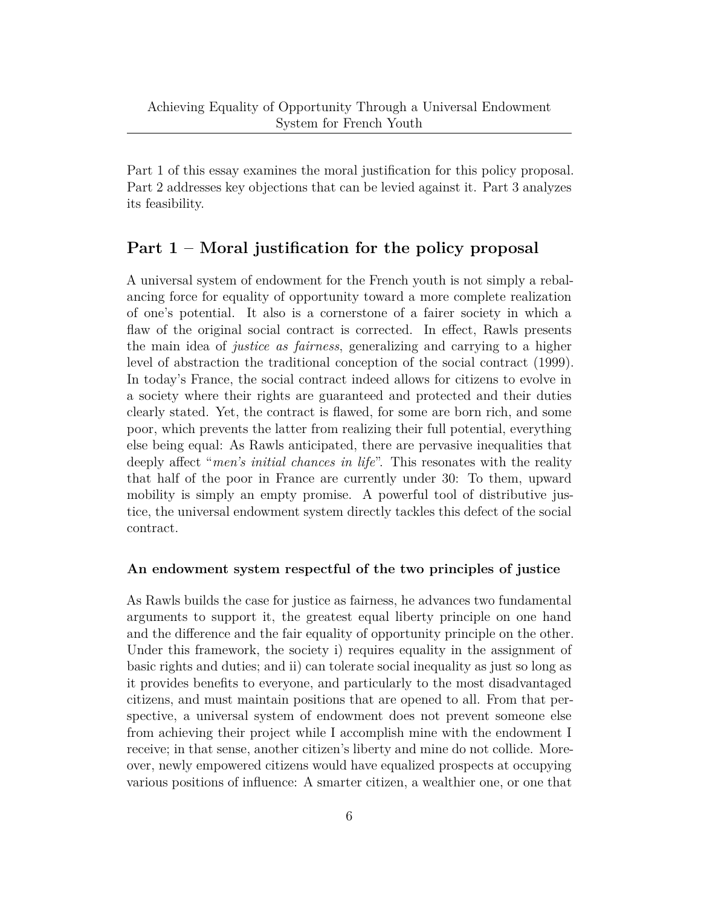Part 1 of this essay examines the moral justification for this policy proposal. Part 2 addresses key objections that can be levied against it. Part 3 analyzes its feasibility.

## Part 1 – Moral justification for the policy proposal

A universal system of endowment for the French youth is not simply a rebalancing force for equality of opportunity toward a more complete realization of one's potential. It also is a cornerstone of a fairer society in which a flaw of the original social contract is corrected. In effect, Rawls presents the main idea of *justice as fairness*, generalizing and carrying to a higher level of abstraction the traditional conception of the social contract (1999). In today's France, the social contract indeed allows for citizens to evolve in a society where their rights are guaranteed and protected and their duties clearly stated. Yet, the contract is flawed, for some are born rich, and some poor, which prevents the latter from realizing their full potential, everything else being equal: As Rawls anticipated, there are pervasive inequalities that deeply affect "*men's initial chances in life*". This resonates with the reality that half of the poor in France are currently under 30: To them, upward mobility is simply an empty promise. A powerful tool of distributive justice, the universal endowment system directly tackles this defect of the social contract.

### An endowment system respectful of the two principles of justice

As Rawls builds the case for justice as fairness, he advances two fundamental arguments to support it, the greatest equal liberty principle on one hand and the difference and the fair equality of opportunity principle on the other. Under this framework, the society i) requires equality in the assignment of basic rights and duties; and ii) can tolerate social inequality as just so long as it provides benefits to everyone, and particularly to the most disadvantaged citizens, and must maintain positions that are opened to all. From that perspective, a universal system of endowment does not prevent someone else from achieving their project while I accomplish mine with the endowment I receive; in that sense, another citizen's liberty and mine do not collide. Moreover, newly empowered citizens would have equalized prospects at occupying various positions of influence: A smarter citizen, a wealthier one, or one that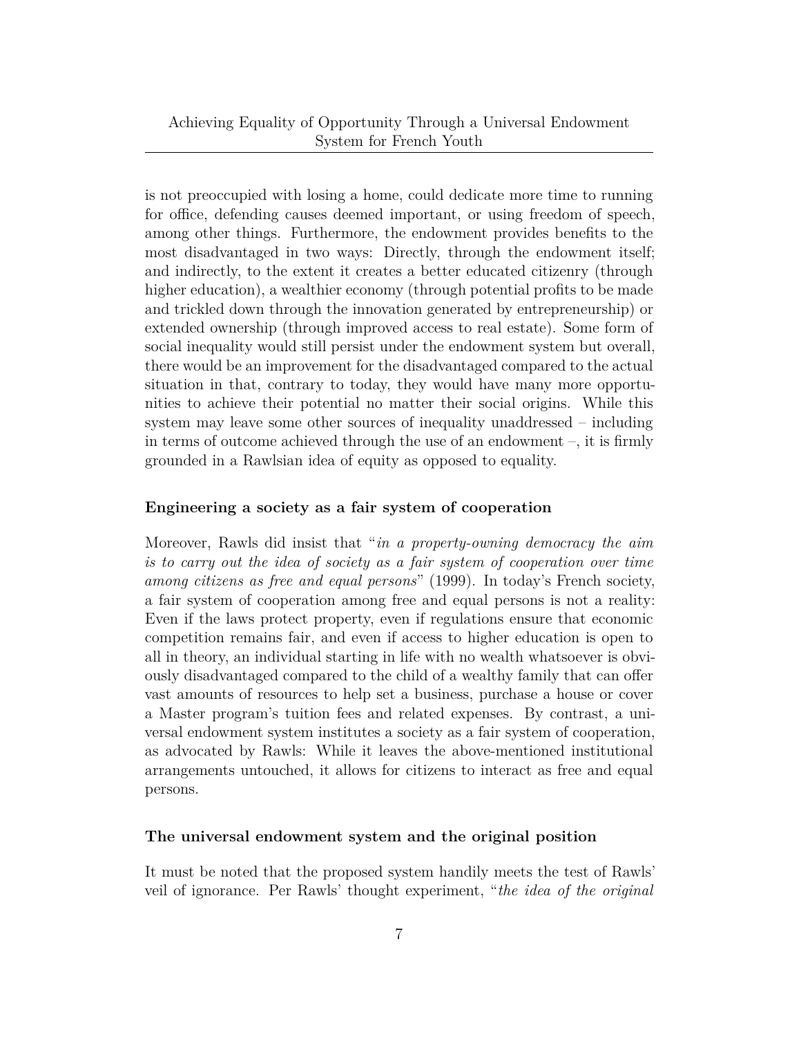is not preoccupied with losing a home, could dedicate more time to running for office, defending causes deemed important, or using freedom of speech, among other things. Furthermore, the endowment provides benefits to the most disadvantaged in two ways: Directly, through the endowment itself; and indirectly, to the extent it creates a better educated citizenry (through higher education), a wealthier economy (through potential profits to be made and trickled down through the innovation generated by entrepreneurship) or extended ownership (through improved access to real estate). Some form of social inequality would still persist under the endowment system but overall, there would be an improvement for the disadvantaged compared to the actual situation in that, contrary to today, they would have many more opportunities to achieve their potential no matter their social origins. While this system may leave some other sources of inequality unaddressed – including in terms of outcome achieved through the use of an endowment –, it is firmly grounded in a Rawlsian idea of equity as opposed to equality.

### Engineering a society as a fair system of cooperation

Moreover, Rawls did insist that "*in a property-owning democracy the aim is to carry out the idea of society as a fair system of cooperation over time among citizens as free and equal persons*" (1999). In today's French society, a fair system of cooperation among free and equal persons is not a reality: Even if the laws protect property, even if regulations ensure that economic competition remains fair, and even if access to higher education is open to all in theory, an individual starting in life with no wealth whatsoever is obviously disadvantaged compared to the child of a wealthy family that can offer vast amounts of resources to help set a business, purchase a house or cover a Master program's tuition fees and related expenses. By contrast, a universal endowment system institutes a society as a fair system of cooperation, as advocated by Rawls: While it leaves the above-mentioned institutional arrangements untouched, it allows for citizens to interact as free and equal persons.

### The universal endowment system and the original position

It must be noted that the proposed system handily meets the test of Rawls' veil of ignorance. Per Rawls' thought experiment, "*the idea of the original*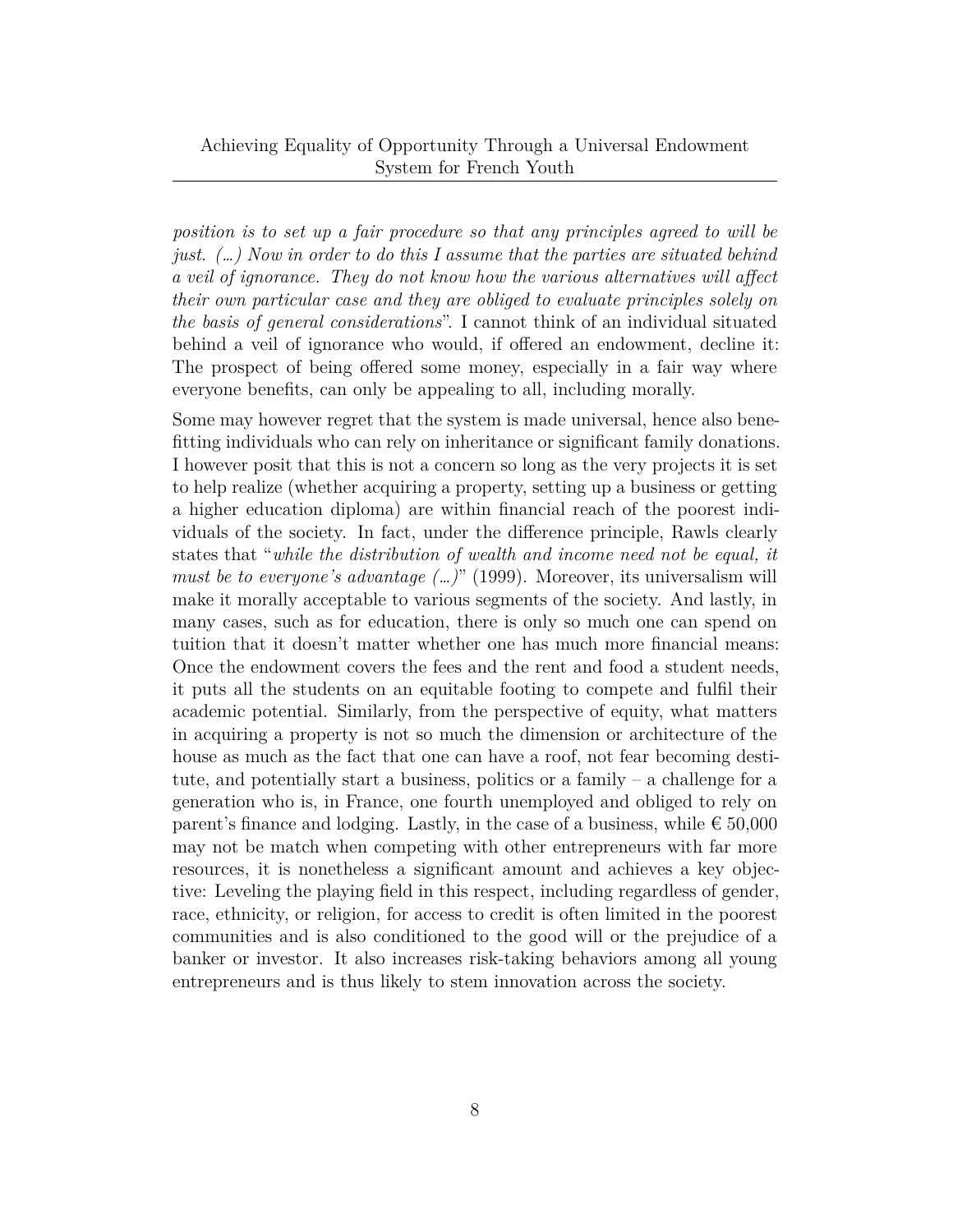*position is to set up a fair procedure so that any principles agreed to will be just. (…) Now in order to do this I assume that the parties are situated behind a veil of ignorance. They do not know how the various alternatives will affect their own particular case and they are obliged to evaluate principles solely on the basis of general considerations*". I cannot think of an individual situated behind a veil of ignorance who would, if offered an endowment, decline it: The prospect of being offered some money, especially in a fair way where everyone benefits, can only be appealing to all, including morally.

Some may however regret that the system is made universal, hence also benefitting individuals who can rely on inheritance or significant family donations. I however posit that this is not a concern so long as the very projects it is set to help realize (whether acquiring a property, setting up a business or getting a higher education diploma) are within financial reach of the poorest individuals of the society. In fact, under the difference principle, Rawls clearly states that "*while the distribution of wealth and income need not be equal, it must be to everyone's advantage (…)*" (1999). Moreover, its universalism will make it morally acceptable to various segments of the society. And lastly, in many cases, such as for education, there is only so much one can spend on tuition that it doesn't matter whether one has much more financial means: Once the endowment covers the fees and the rent and food a student needs, it puts all the students on an equitable footing to compete and fulfil their academic potential. Similarly, from the perspective of equity, what matters in acquiring a property is not so much the dimension or architecture of the house as much as the fact that one can have a roof, not fear becoming destitute, and potentially start a business, politics or a family – a challenge for a generation who is, in France, one fourth unemployed and obliged to rely on parent's finance and lodging. Lastly, in the case of a business, while € 50,000 may not be match when competing with other entrepreneurs with far more resources, it is nonetheless a significant amount and achieves a key objective: Leveling the playing field in this respect, including regardless of gender, race, ethnicity, or religion, for access to credit is often limited in the poorest communities and is also conditioned to the good will or the prejudice of a banker or investor. It also increases risk-taking behaviors among all young entrepreneurs and is thus likely to stem innovation across the society.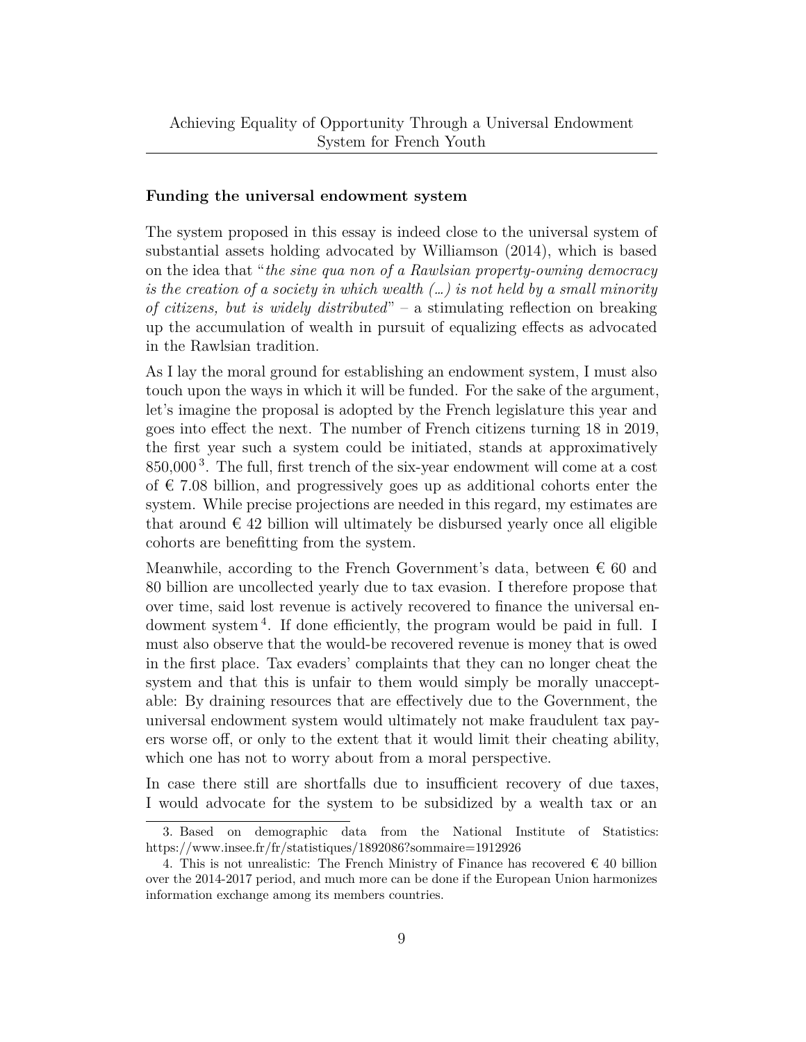### Funding the universal endowment system

The system proposed in this essay is indeed close to the universal system of substantial assets holding advocated by Williamson (2014), which is based on the idea that "*the sine qua non of a Rawlsian property-owning democracy is the creation of a society in which wealth (…) is not held by a small minority of citizens, but is widely distributed*" – a stimulating reflection on breaking up the accumulation of wealth in pursuit of equalizing effects as advocated in the Rawlsian tradition.

As I lay the moral ground for establishing an endowment system, I must also touch upon the ways in which it will be funded. For the sake of the argument, let's imagine the proposal is adopted by the French legislature this year and goes into effect the next. The number of French citizens turning 18 in 2019, the first year such a system could be initiated, stands at approximatively 850,000 [3]. The full, first trench of the six-year endowment will come at a cost of € 7.08 billion, and progressively goes up as additional cohorts enter the system. While precise projections are needed in this regard, my estimates are that around € 42 billion will ultimately be disbursed yearly once all eligible cohorts are benefitting from the system.

Meanwhile, according to the French Government's data, between € 60 and 80 billion are uncollected yearly due to tax evasion. I therefore propose that over time, said lost revenue is actively recovered to finance the universal endowment system [4]. If done efficiently, the program would be paid in full. I must also observe that the would-be recovered revenue is money that is owed in the first place. Tax evaders' complaints that they can no longer cheat the system and that this is unfair to them would simply be morally unacceptable: By draining resources that are effectively due to the Government, the universal endowment system would ultimately not make fraudulent tax payers worse off, or only to the extent that it would limit their cheating ability, which one has not to worry about from a moral perspective.

In case there still are shortfalls due to insufficient recovery of due taxes, I would advocate for the system to be subsidized by a wealth tax or an

---

3. Based on demographic data from the National Institute of Statistics: https://www.insee.fr/fr/statistiques/1892086?sommaire=1912926

4. This is not unrealistic: The French Ministry of Finance has recovered € 40 billion over the 2014-2017 period, and much more can be done if the European Union harmonizes information exchange among its members countries.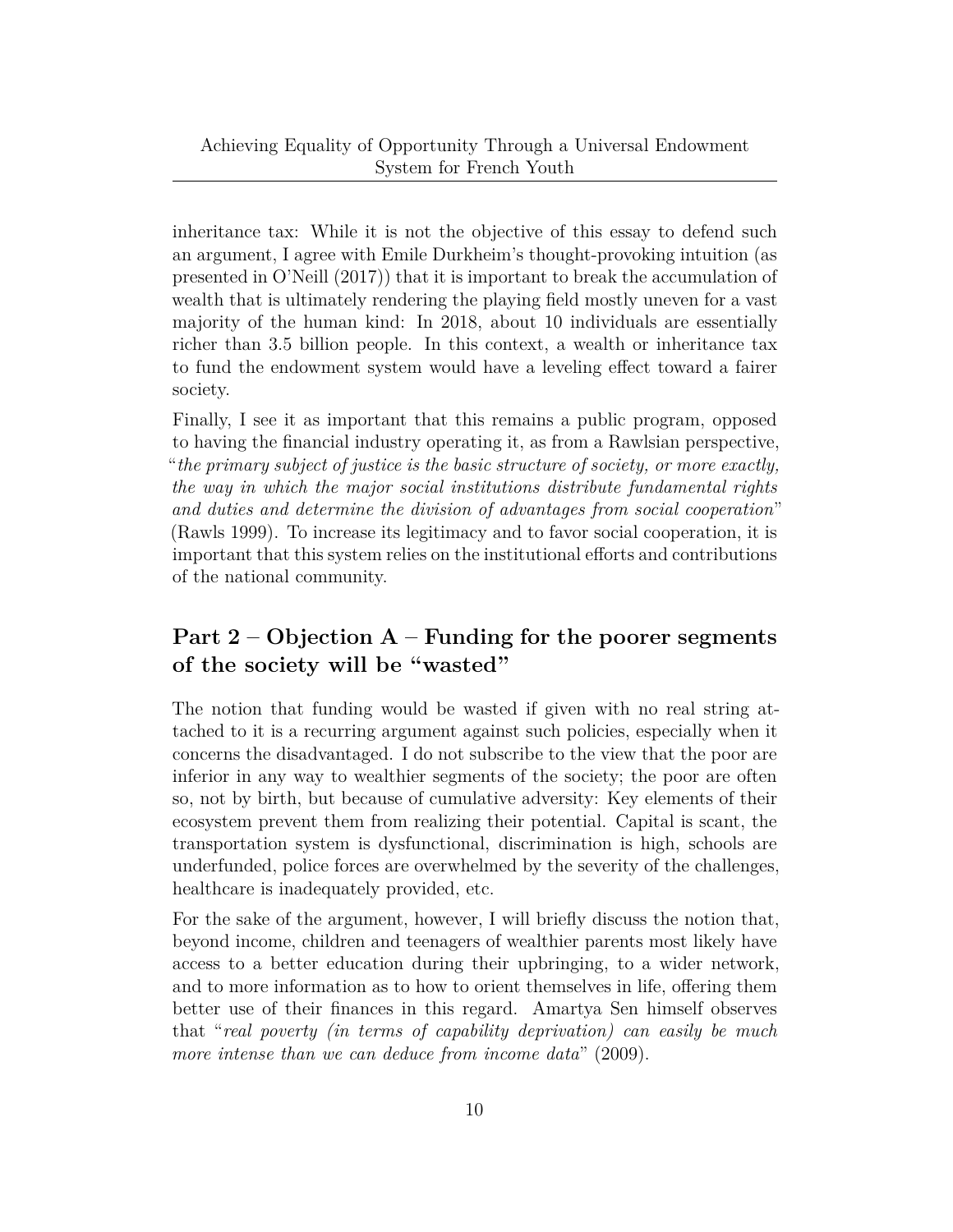inheritance tax: While it is not the objective of this essay to defend such an argument, I agree with Emile Durkheim's thought-provoking intuition (as presented in O'Neill (2017)) that it is important to break the accumulation of wealth that is ultimately rendering the playing field mostly uneven for a vast majority of the human kind: In 2018, about 10 individuals are essentially richer than 3.5 billion people. In this context, a wealth or inheritance tax to fund the endowment system would have a leveling effect toward a fairer society.

Finally, I see it as important that this remains a public program, opposed to having the financial industry operating it, as from a Rawlsian perspective, "*the primary subject of justice is the basic structure of society, or more exactly, the way in which the major social institutions distribute fundamental rights and duties and determine the division of advantages from social cooperation*" (Rawls 1999). To increase its legitimacy and to favor social cooperation, it is important that this system relies on the institutional efforts and contributions of the national community.

## Part 2 – Objection A – Funding for the poorer segments of the society will be "wasted"

The notion that funding would be wasted if given with no real string attached to it is a recurring argument against such policies, especially when it concerns the disadvantaged. I do not subscribe to the view that the poor are inferior in any way to wealthier segments of the society; the poor are often so, not by birth, but because of cumulative adversity: Key elements of their ecosystem prevent them from realizing their potential. Capital is scant, the transportation system is dysfunctional, discrimination is high, schools are underfunded, police forces are overwhelmed by the severity of the challenges, healthcare is inadequately provided, etc.

For the sake of the argument, however, I will briefly discuss the notion that, beyond income, children and teenagers of wealthier parents most likely have access to a better education during their upbringing, to a wider network, and to more information as to how to orient themselves in life, offering them better use of their finances in this regard. Amartya Sen himself observes that "*real poverty (in terms of capability deprivation) can easily be much more intense than we can deduce from income data*" (2009).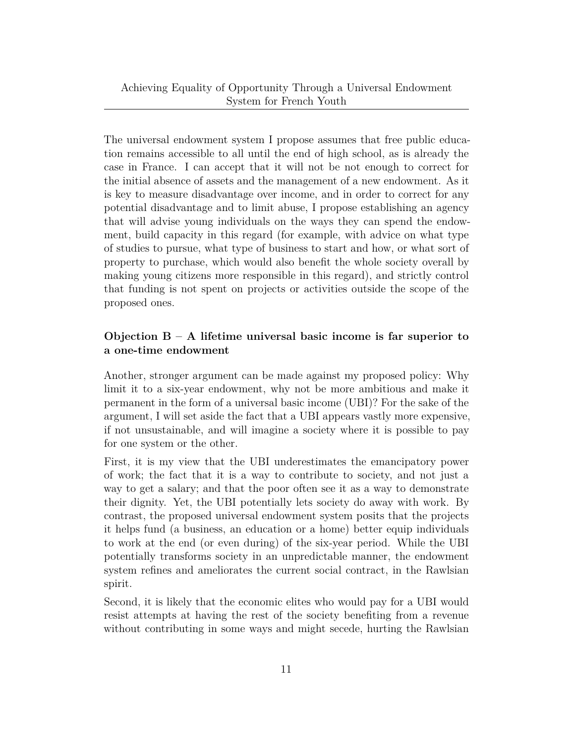The universal endowment system I propose assumes that free public education remains accessible to all until the end of high school, as is already the case in France. I can accept that it will not be not enough to correct for the initial absence of assets and the management of a new endowment. As it is key to measure disadvantage over income, and in order to correct for any potential disadvantage and to limit abuse, I propose establishing an agency that will advise young individuals on the ways they can spend the endowment, build capacity in this regard (for example, with advice on what type of studies to pursue, what type of business to start and how, or what sort of property to purchase, which would also benefit the whole society overall by making young citizens more responsible in this regard), and strictly control that funding is not spent on projects or activities outside the scope of the proposed ones.

### Objection B – A lifetime universal basic income is far superior to a one-time endowment

Another, stronger argument can be made against my proposed policy: Why limit it to a six-year endowment, why not be more ambitious and make it permanent in the form of a universal basic income (UBI)? For the sake of the argument, I will set aside the fact that a UBI appears vastly more expensive, if not unsustainable, and will imagine a society where it is possible to pay for one system or the other.

First, it is my view that the UBI underestimates the emancipatory power of work; the fact that it is a way to contribute to society, and not just a way to get a salary; and that the poor often see it as a way to demonstrate their dignity. Yet, the UBI potentially lets society do away with work. By contrast, the proposed universal endowment system posits that the projects it helps fund (a business, an education or a home) better equip individuals to work at the end (or even during) of the six-year period. While the UBI potentially transforms society in an unpredictable manner, the endowment system refines and ameliorates the current social contract, in the Rawlsian spirit.

Second, it is likely that the economic elites who would pay for a UBI would resist attempts at having the rest of the society benefiting from a revenue without contributing in some ways and might secede, hurting the Rawlsian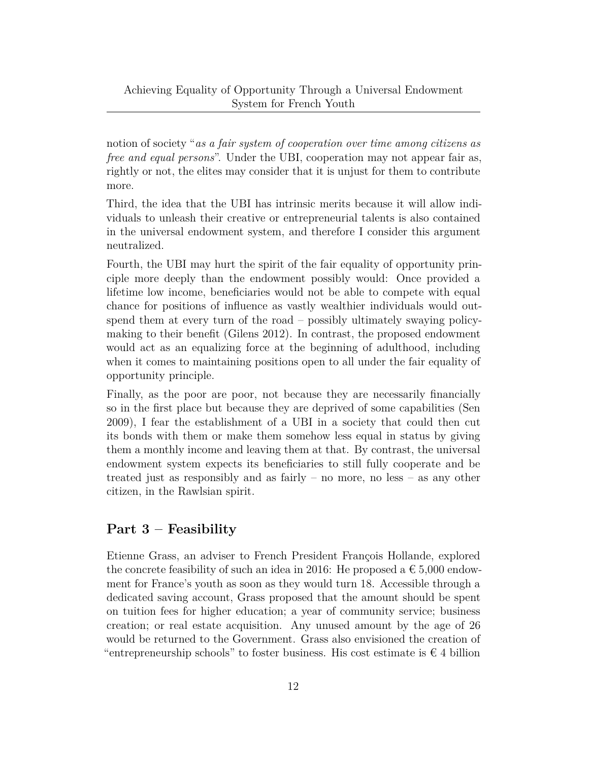notion of society "*as a fair system of cooperation over time among citizens as free and equal persons*". Under the UBI, cooperation may not appear fair as, rightly or not, the elites may consider that it is unjust for them to contribute more.

Third, the idea that the UBI has intrinsic merits because it will allow individuals to unleash their creative or entrepreneurial talents is also contained in the universal endowment system, and therefore I consider this argument neutralized.

Fourth, the UBI may hurt the spirit of the fair equality of opportunity principle more deeply than the endowment possibly would: Once provided a lifetime low income, beneficiaries would not be able to compete with equal chance for positions of influence as vastly wealthier individuals would outspend them at every turn of the road – possibly ultimately swaying policy-making to their benefit (Gilens 2012). In contrast, the proposed endowment would act as an equalizing force at the beginning of adulthood, including when it comes to maintaining positions open to all under the fair equality of opportunity principle.

Finally, as the poor are poor, not because they are necessarily financially so in the first place but because they are deprived of some capabilities (Sen 2009), I fear the establishment of a UBI in a society that could then cut its bonds with them or make them somehow less equal in status by giving them a monthly income and leaving them at that. By contrast, the universal endowment system expects its beneficiaries to still fully cooperate and be treated just as responsibly and as fairly – no more, no less – as any other citizen, in the Rawlsian spirit.

## Part 3 – Feasibility

Etienne Grass, an adviser to French President François Hollande, explored the concrete feasibility of such an idea in 2016: He proposed a € 5,000 endowment for France's youth as soon as they would turn 18. Accessible through a dedicated saving account, Grass proposed that the amount should be spent on tuition fees for higher education; a year of community service; business creation; or real estate acquisition. Any unused amount by the age of 26 would be returned to the Government. Grass also envisioned the creation of "entrepreneurship schools" to foster business. His cost estimate is € 4 billion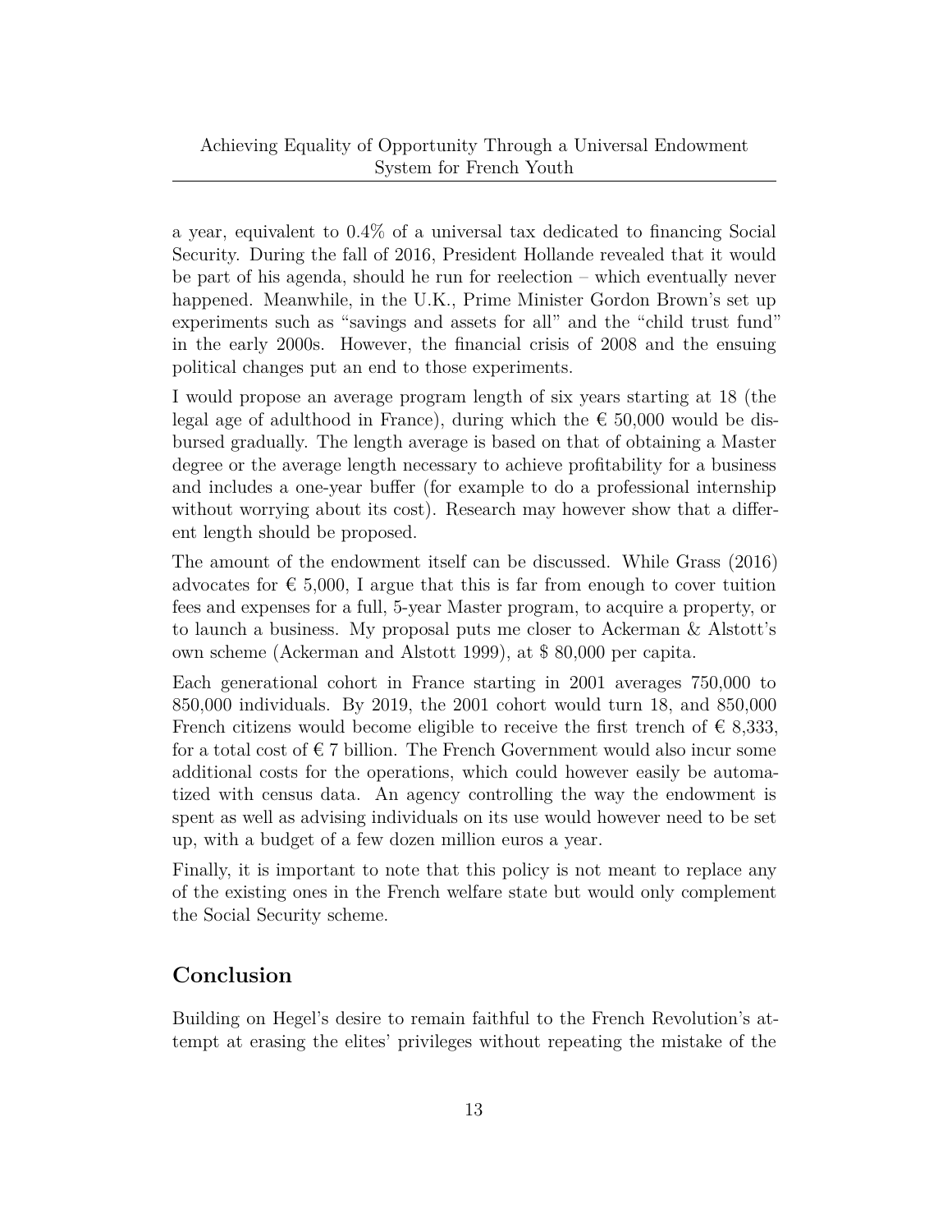a year, equivalent to 0.4% of a universal tax dedicated to financing Social Security. During the fall of 2016, President Hollande revealed that it would be part of his agenda, should he run for reelection – which eventually never happened. Meanwhile, in the U.K., Prime Minister Gordon Brown's set up experiments such as "savings and assets for all" and the "child trust fund" in the early 2000s. However, the financial crisis of 2008 and the ensuing political changes put an end to those experiments.

I would propose an average program length of six years starting at 18 (the legal age of adulthood in France), during which the € 50,000 would be disbursed gradually. The length average is based on that of obtaining a Master degree or the average length necessary to achieve profitability for a business and includes a one-year buffer (for example to do a professional internship without worrying about its cost). Research may however show that a different length should be proposed.

The amount of the endowment itself can be discussed. While Grass (2016) advocates for € 5,000, I argue that this is far from enough to cover tuition fees and expenses for a full, 5-year Master program, to acquire a property, or to launch a business. My proposal puts me closer to Ackerman & Alstott's own scheme (Ackerman and Alstott 1999), at $ 80,000 per capita.

Each generational cohort in France starting in 2001 averages 750,000 to 850,000 individuals. By 2019, the 2001 cohort would turn 18, and 850,000 French citizens would become eligible to receive the first trench of € 8,333, for a total cost of € 7 billion. The French Government would also incur some additional costs for the operations, which could however easily be automatized with census data. An agency controlling the way the endowment is spent as well as advising individuals on its use would however need to be set up, with a budget of a few dozen million euros a year.

Finally, it is important to note that this policy is not meant to replace any of the existing ones in the French welfare state but would only complement the Social Security scheme.

## Conclusion

Building on Hegel's desire to remain faithful to the French Revolution's attempt at erasing the elites' privileges without repeating the mistake of the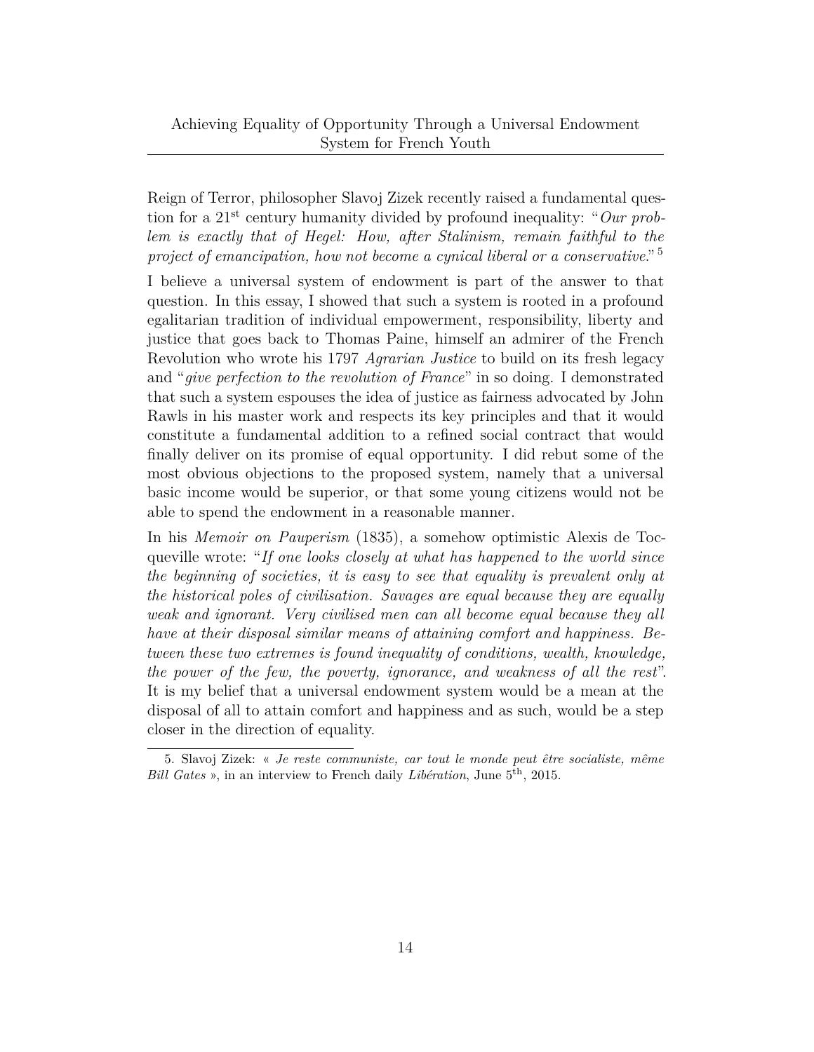Reign of Terror, philosopher Slavoj Zizek recently raised a fundamental question for a 21st century humanity divided by profound inequality: "*Our problem is exactly that of Hegel: How, after Stalinism, remain faithful to the project of emancipation, how not become a cynical liberal or a conservative.*"[5]

I believe a universal system of endowment is part of the answer to that question. In this essay, I showed that such a system is rooted in a profound egalitarian tradition of individual empowerment, responsibility, liberty and justice that goes back to Thomas Paine, himself an admirer of the French Revolution who wrote his 1797 *Agrarian Justice* to build on its fresh legacy and "*give perfection to the revolution of France*" in so doing. I demonstrated that such a system espouses the idea of justice as fairness advocated by John Rawls in his master work and respects its key principles and that it would constitute a fundamental addition to a refined social contract that would finally deliver on its promise of equal opportunity. I did rebut some of the most obvious objections to the proposed system, namely that a universal basic income would be superior, or that some young citizens would not be able to spend the endowment in a reasonable manner.

In his *Memoir on Pauperism* (1835), a somehow optimistic Alexis de Tocqueville wrote: "*If one looks closely at what has happened to the world since the beginning of societies, it is easy to see that equality is prevalent only at the historical poles of civilisation. Savages are equal because they are equally weak and ignorant. Very civilised men can all become equal because they all have at their disposal similar means of attaining comfort and happiness. Between these two extremes is found inequality of conditions, wealth, knowledge, the power of the few, the poverty, ignorance, and weakness of all the rest*". It is my belief that a universal endowment system would be a mean at the disposal of all to attain comfort and happiness and as such, would be a step closer in the direction of equality.

5. Slavoj Zizek: « *Je reste communiste, car tout le monde peut être socialiste, même Bill Gates* », in an interview to French daily *Libération*, June 5th, 2015.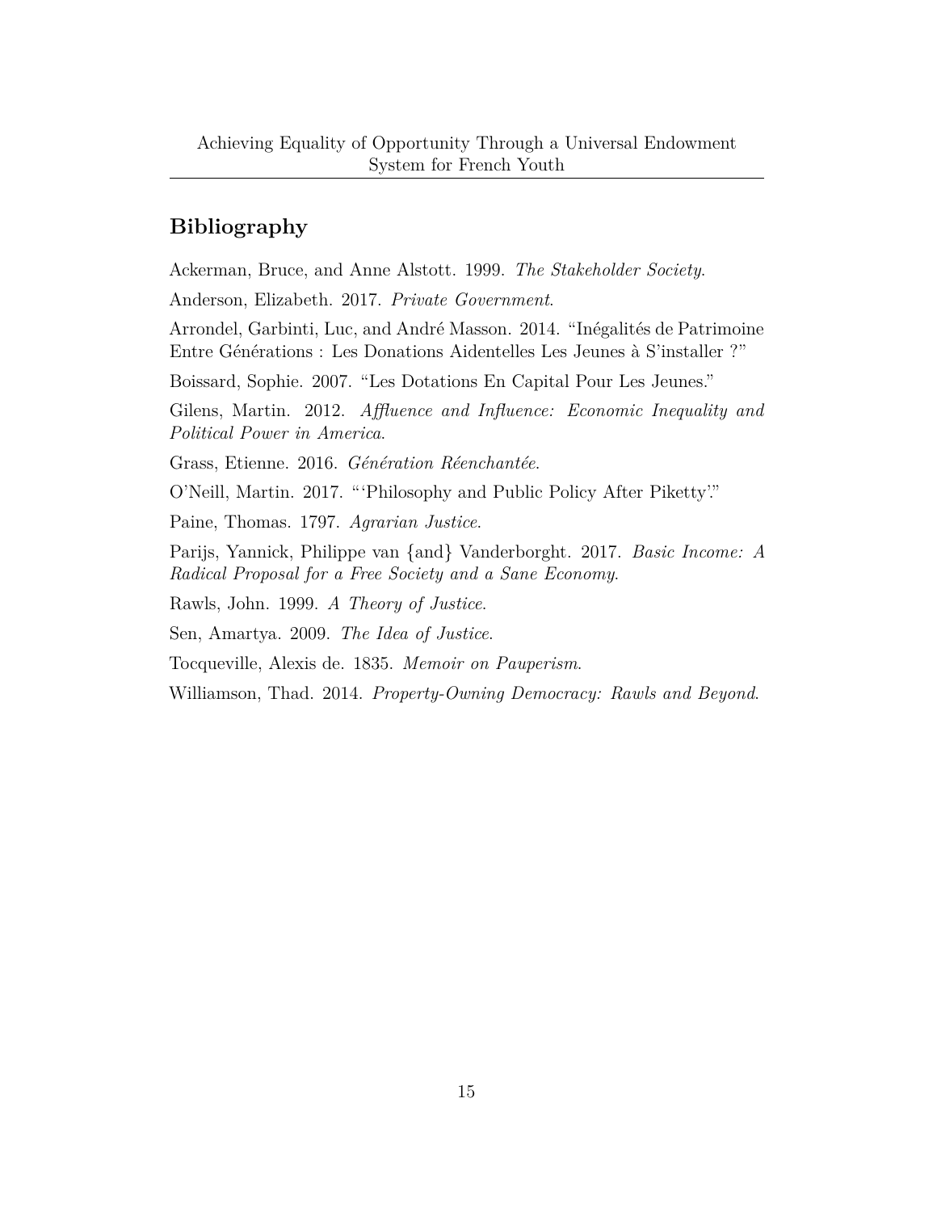## Bibliography

Ackerman, Bruce, and Anne Alstott. 1999. *The Stakeholder Society*.

Anderson, Elizabeth. 2017. *Private Government*.

Arrondel, Garbinti, Luc, and André Masson. 2014. "Inégalités de Patrimoine Entre Générations : Les Donations Aidentelles Les Jeunes à S'installer ?"

Boissard, Sophie. 2007. "Les Dotations En Capital Pour Les Jeunes."

Gilens, Martin. 2012. *Affluence and Influence: Economic Inequality and Political Power in America*.

Grass, Etienne. 2016. *Génération Réenchantée*.

O'Neill, Martin. 2017. "'Philosophy and Public Policy After Piketty'."

Paine, Thomas. 1797. *Agrarian Justice*.

Parijs, Yannick, Philippe van {and} Vanderborght. 2017. *Basic Income: A Radical Proposal for a Free Society and a Sane Economy*.

Rawls, John. 1999. *A Theory of Justice*.

Sen, Amartya. 2009. *The Idea of Justice*.

Tocqueville, Alexis de. 1835. *Memoir on Pauperism*.

Williamson, Thad. 2014. *Property-Owning Democracy: Rawls and Beyond*.